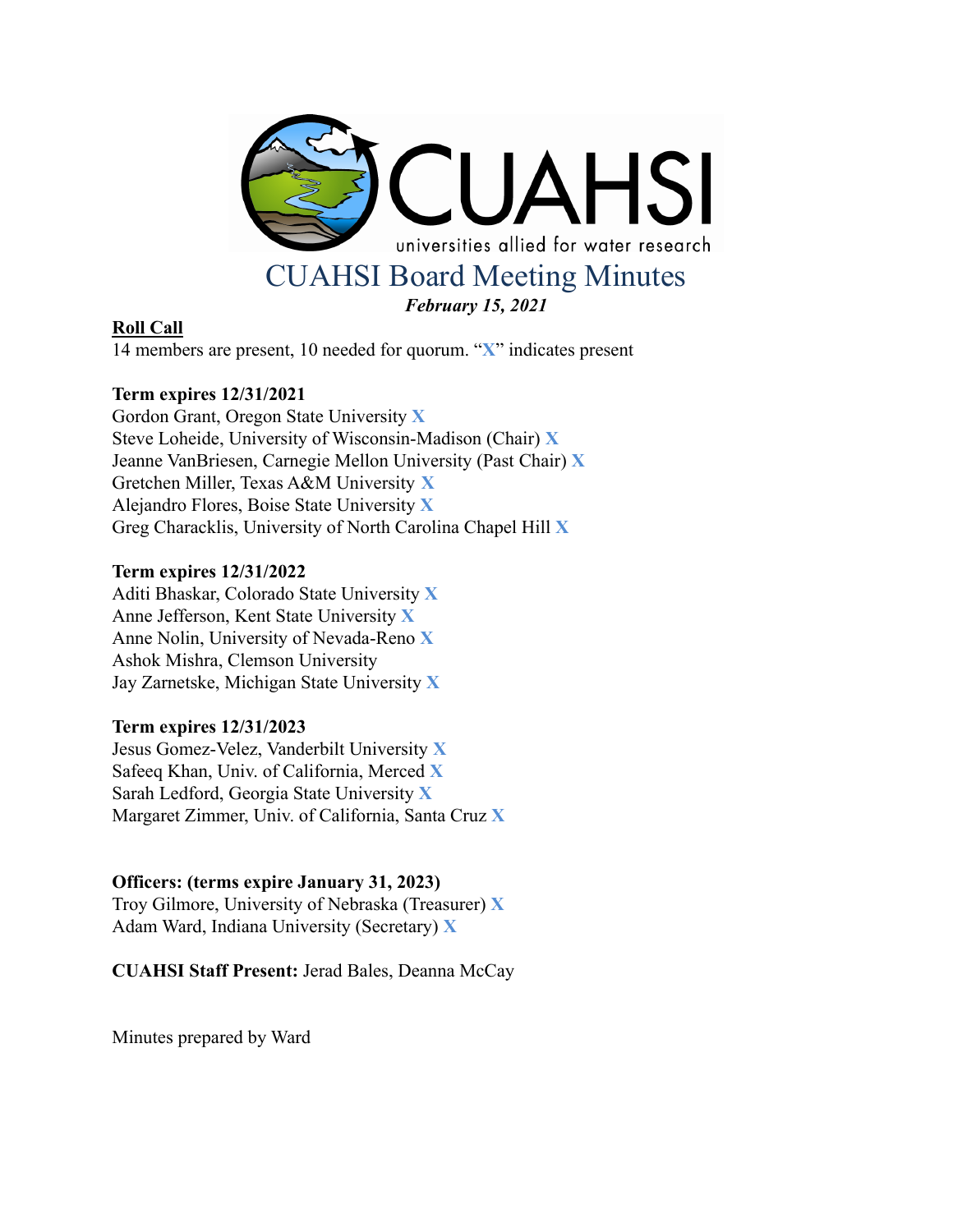CUAHSI

universities allied for water research

# CUAHSI Board Meeting Minutes

***February 15, 2021***

**Roll Call**

14 members are present, 10 needed for quorum. "**X**" indicates present

**Term expires 12/31/2021**

Gordon Grant, Oregon State University **X**
Steve Loheide, University of Wisconsin-Madison (Chair) **X**
Jeanne VanBriesen, Carnegie Mellon University (Past Chair) **X**
Gretchen Miller, Texas A&M University **X**
Alejandro Flores, Boise State University **X**
Greg Characklis, University of North Carolina Chapel Hill **X**

**Term expires 12/31/2022**

Aditi Bhaskar, Colorado State University **X**
Anne Jefferson, Kent State University **X**
Anne Nolin, University of Nevada-Reno **X**
Ashok Mishra, Clemson University
Jay Zarnetske, Michigan State University **X**

**Term expires 12/31/2023**

Jesus Gomez-Velez, Vanderbilt University **X**
Safeeq Khan, Univ. of California, Merced **X**
Sarah Ledford, Georgia State University **X**
Margaret Zimmer, Univ. of California, Santa Cruz **X**

**Officers: (terms expire January 31, 2023)**

Troy Gilmore, University of Nebraska (Treasurer) **X**
Adam Ward, Indiana University (Secretary) **X**

**CUAHSI Staff Present:** Jerad Bales, Deanna McCay

Minutes prepared by Ward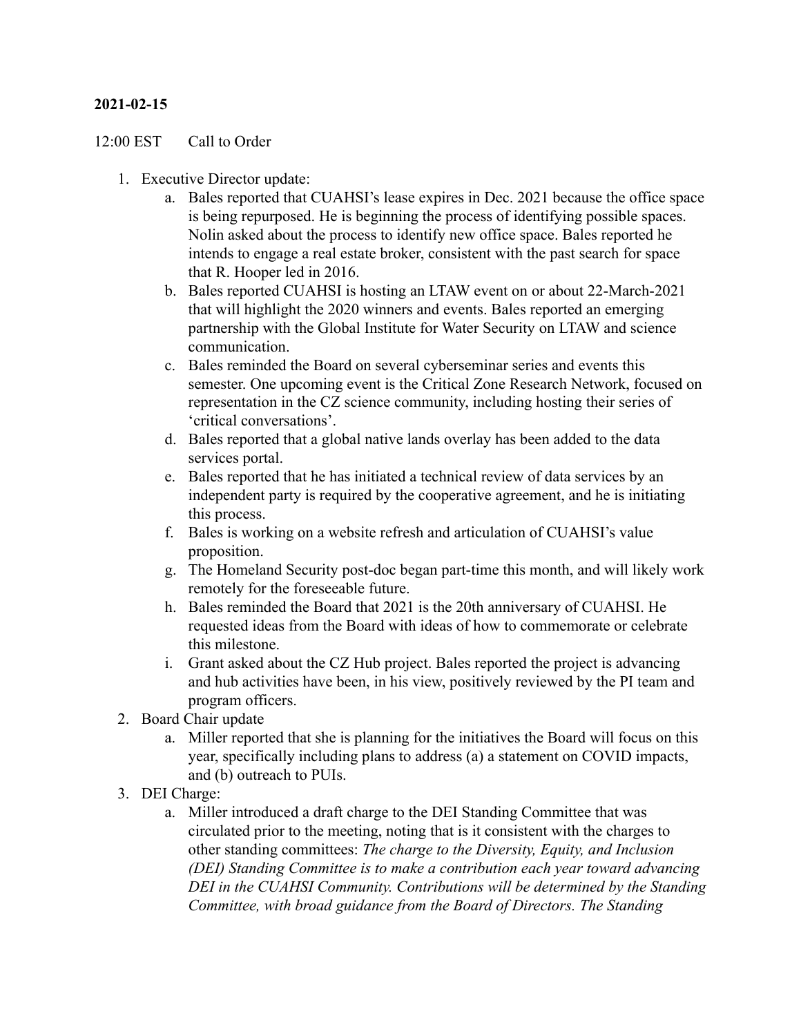**2021-02-15**

12:00 EST Call to Order

1. Executive Director update:
   a. Bales reported that CUAHSI's lease expires in Dec. 2021 because the office space is being repurposed. He is beginning the process of identifying possible spaces. Nolin asked about the process to identify new office space. Bales reported he intends to engage a real estate broker, consistent with the past search for space that R. Hooper led in 2016.
   b. Bales reported CUAHSI is hosting an LTAW event on or about 22-March-2021 that will highlight the 2020 winners and events. Bales reported an emerging partnership with the Global Institute for Water Security on LTAW and science communication.
   c. Bales reminded the Board on several cyberseminar series and events this semester. One upcoming event is the Critical Zone Research Network, focused on representation in the CZ science community, including hosting their series of 'critical conversations'.
   d. Bales reported that a global native lands overlay has been added to the data services portal.
   e. Bales reported that he has initiated a technical review of data services by an independent party is required by the cooperative agreement, and he is initiating this process.
   f. Bales is working on a website refresh and articulation of CUAHSI's value proposition.
   g. The Homeland Security post-doc began part-time this month, and will likely work remotely for the foreseeable future.
   h. Bales reminded the Board that 2021 is the 20th anniversary of CUAHSI. He requested ideas from the Board with ideas of how to commemorate or celebrate this milestone.
   i. Grant asked about the CZ Hub project. Bales reported the project is advancing and hub activities have been, in his view, positively reviewed by the PI team and program officers.
2. Board Chair update
   a. Miller reported that she is planning for the initiatives the Board will focus on this year, specifically including plans to address (a) a statement on COVID impacts, and (b) outreach to PUIs.
3. DEI Charge:
   a. Miller introduced a draft charge to the DEI Standing Committee that was circulated prior to the meeting, noting that is it consistent with the charges to other standing committees: *The charge to the Diversity, Equity, and Inclusion (DEI) Standing Committee is to make a contribution each year toward advancing DEI in the CUAHSI Community. Contributions will be determined by the Standing Committee, with broad guidance from the Board of Directors. The Standing*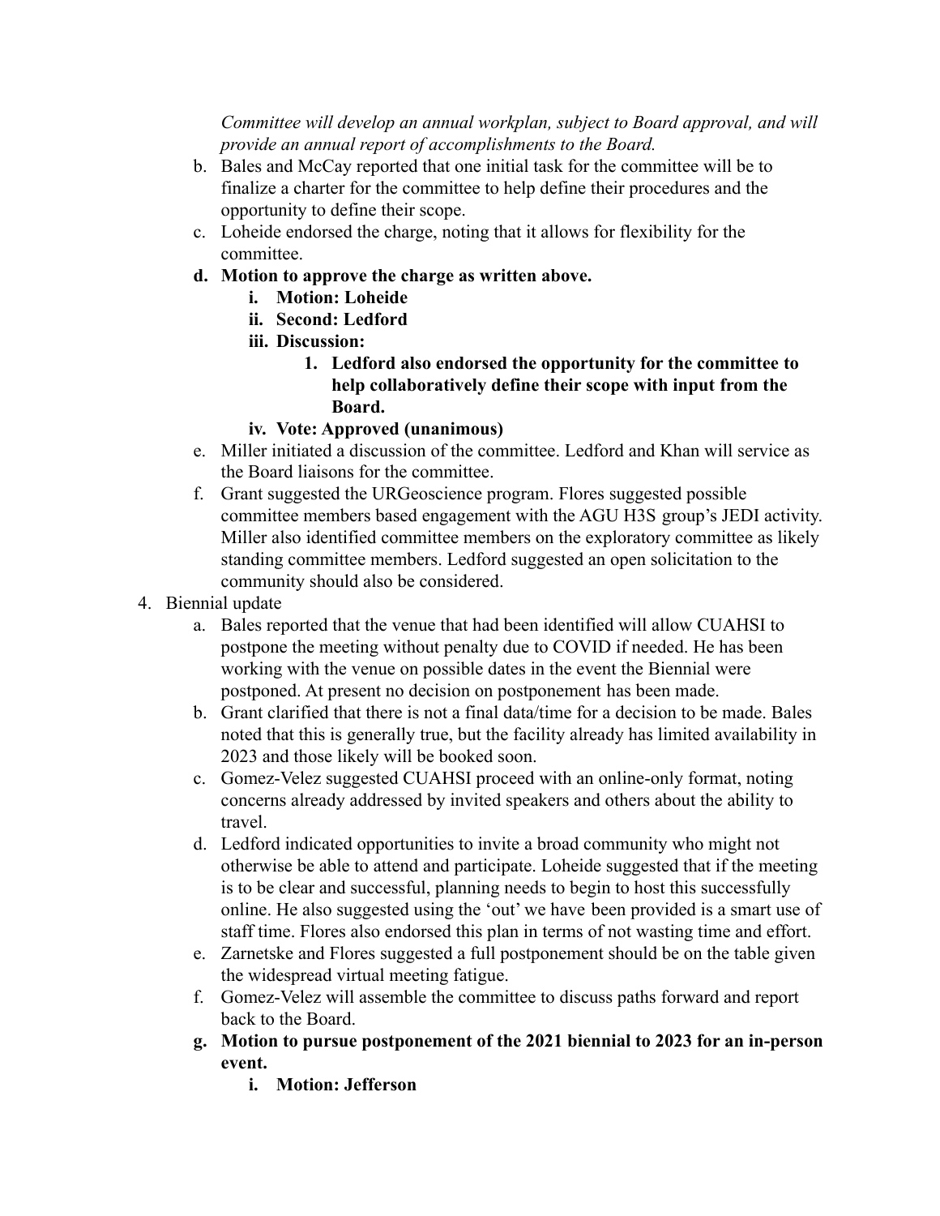*Committee will develop an annual workplan, subject to Board approval, and will provide an annual report of accomplishments to the Board.*

   b. Bales and McCay reported that one initial task for the committee will be to finalize a charter for the committee to help define their procedures and the opportunity to define their scope.
   c. Loheide endorsed the charge, noting that it allows for flexibility for the committee.
   d. **Motion to approve the charge as written above.**
      i. **Motion: Loheide**
      ii. **Second: Ledford**
      iii. **Discussion:**
         1. **Ledford also endorsed the opportunity for the committee to help collaboratively define their scope with input from the Board.**
      iv. **Vote: Approved (unanimous)**
   e. Miller initiated a discussion of the committee. Ledford and Khan will service as the Board liaisons for the committee.
   f. Grant suggested the URGeoscience program. Flores suggested possible committee members based engagement with the AGU H3S group's JEDI activity. Miller also identified committee members on the exploratory committee as likely standing committee members. Ledford suggested an open solicitation to the community should also be considered.

4. Biennial update
   a. Bales reported that the venue that had been identified will allow CUAHSI to postpone the meeting without penalty due to COVID if needed. He has been working with the venue on possible dates in the event the Biennial were postponed. At present no decision on postponement has been made.
   b. Grant clarified that there is not a final data/time for a decision to be made. Bales noted that this is generally true, but the facility already has limited availability in 2023 and those likely will be booked soon.
   c. Gomez-Velez suggested CUAHSI proceed with an online-only format, noting concerns already addressed by invited speakers and others about the ability to travel.
   d. Ledford indicated opportunities to invite a broad community who might not otherwise be able to attend and participate. Loheide suggested that if the meeting is to be clear and successful, planning needs to begin to host this successfully online. He also suggested using the 'out' we have been provided is a smart use of staff time. Flores also endorsed this plan in terms of not wasting time and effort.
   e. Zarnetske and Flores suggested a full postponement should be on the table given the widespread virtual meeting fatigue.
   f. Gomez-Velez will assemble the committee to discuss paths forward and report back to the Board.
   g. **Motion to pursue postponement of the 2021 biennial to 2023 for an in-person event.**
      i. **Motion: Jefferson**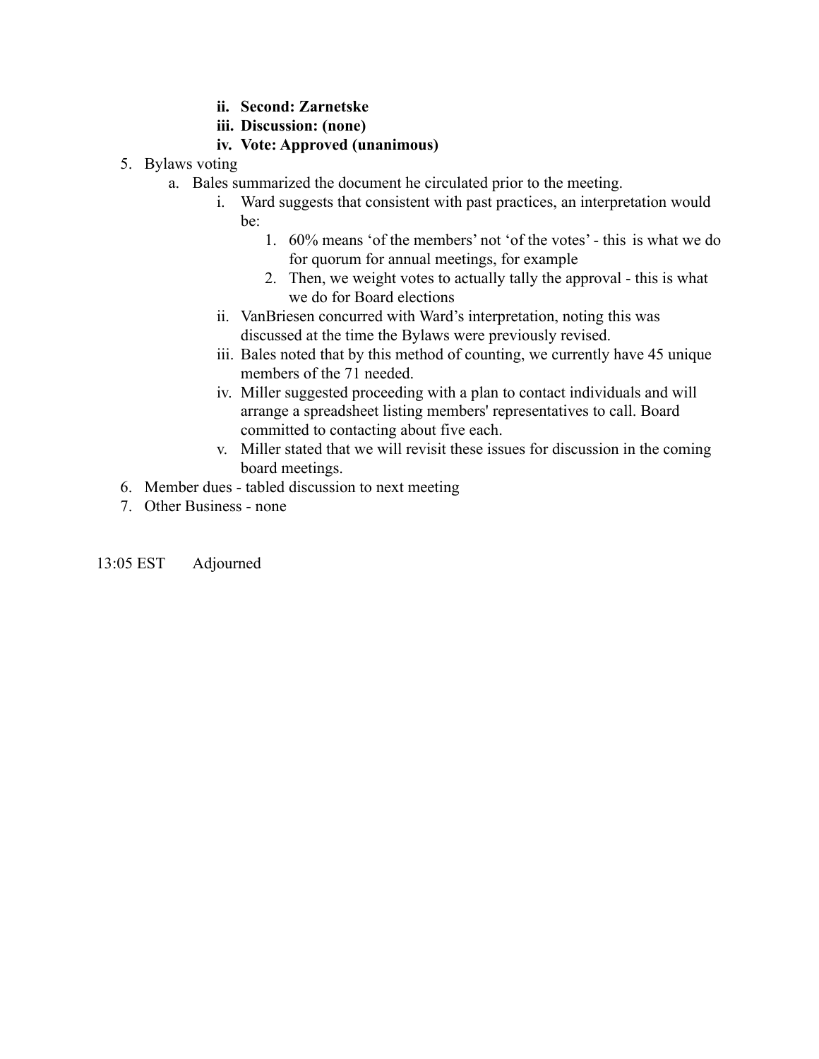- **ii. Second: Zarnetske**
  - **iii. Discussion: (none)**
  - **iv. Vote: Approved (unanimous)**

5. Bylaws voting
   a. Bales summarized the document he circulated prior to the meeting.
      - i. Ward suggests that consistent with past practices, an interpretation would be:
        1. 60% means 'of the members' not 'of the votes' - this is what we do for quorum for annual meetings, for example
        2. Then, we weight votes to actually tally the approval - this is what we do for Board elections
      - ii. VanBriesen concurred with Ward's interpretation, noting this was discussed at the time the Bylaws were previously revised.
      - iii. Bales noted that by this method of counting, we currently have 45 unique members of the 71 needed.
      - iv. Miller suggested proceeding with a plan to contact individuals and will arrange a spreadsheet listing members' representatives to call. Board committed to contacting about five each.
      - v. Miller stated that we will revisit these issues for discussion in the coming board meetings.
6. Member dues - tabled discussion to next meeting
7. Other Business - none

13:05 EST Adjourned